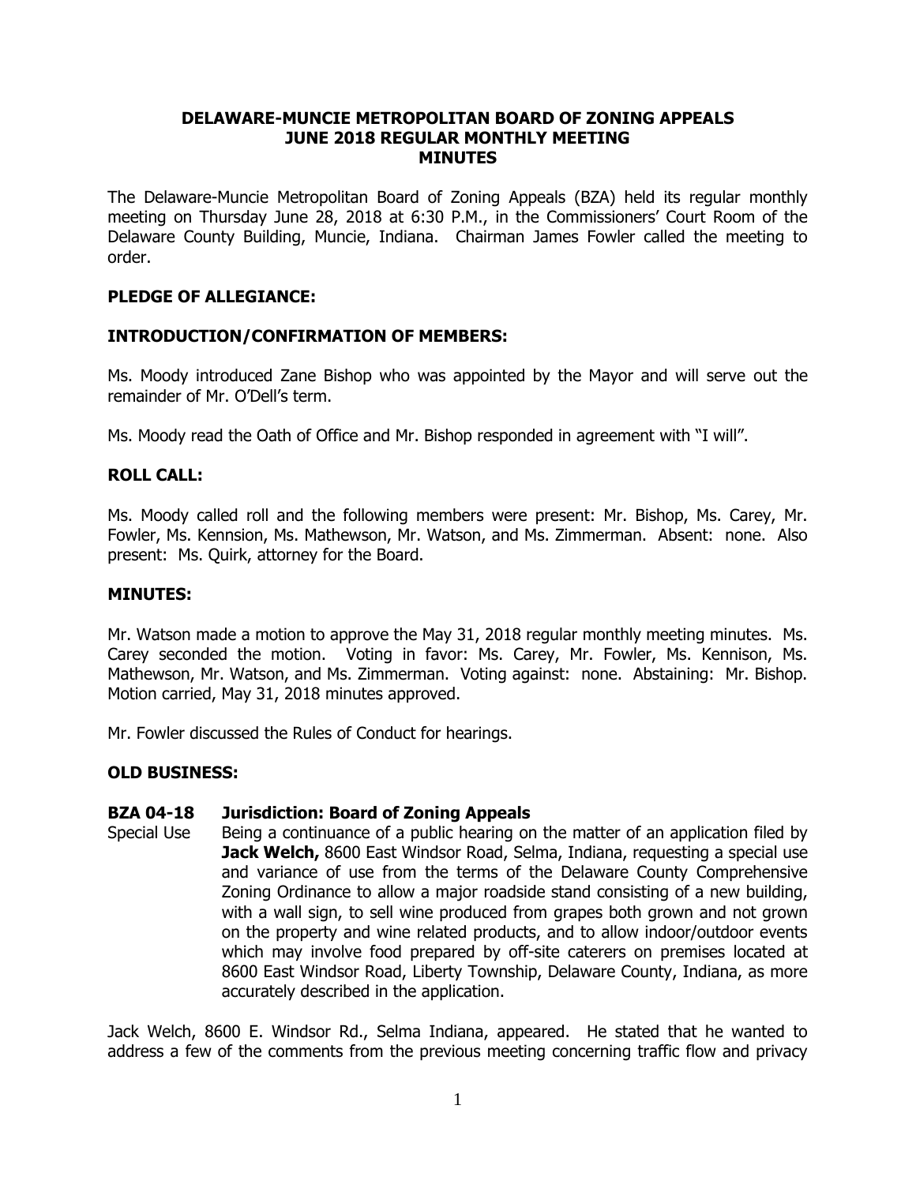# DELAWARE-MUNCIE METROPOLITAN BOARD OF ZONING APPEALS
## JUNE 2018 REGULAR MONTHLY MEETING
## MINUTES

The Delaware-Muncie Metropolitan Board of Zoning Appeals (BZA) held its regular monthly meeting on Thursday June 28, 2018 at 6:30 P.M., in the Commissioners' Court Room of the Delaware County Building, Muncie, Indiana. Chairman James Fowler called the meeting to order.

### PLEDGE OF ALLEGIANCE:

### INTRODUCTION/CONFIRMATION OF MEMBERS:

Ms. Moody introduced Zane Bishop who was appointed by the Mayor and will serve out the remainder of Mr. O'Dell's term.

Ms. Moody read the Oath of Office and Mr. Bishop responded in agreement with "I will".

### ROLL CALL:

Ms. Moody called roll and the following members were present: Mr. Bishop, Ms. Carey, Mr. Fowler, Ms. Kennsion, Ms. Mathewson, Mr. Watson, and Ms. Zimmerman. Absent: none. Also present: Ms. Quirk, attorney for the Board.

### MINUTES:

Mr. Watson made a motion to approve the May 31, 2018 regular monthly meeting minutes. Ms. Carey seconded the motion. Voting in favor: Ms. Carey, Mr. Fowler, Ms. Kennison, Ms. Mathewson, Mr. Watson, and Ms. Zimmerman. Voting against: none. Abstaining: Mr. Bishop. Motion carried, May 31, 2018 minutes approved.

Mr. Fowler discussed the Rules of Conduct for hearings.

### OLD BUSINESS:

**BZA 04-18 Jurisdiction: Board of Zoning Appeals**

Special Use — Being a continuance of a public hearing on the matter of an application filed by **Jack Welch,** 8600 East Windsor Road, Selma, Indiana, requesting a special use and variance of use from the terms of the Delaware County Comprehensive Zoning Ordinance to allow a major roadside stand consisting of a new building, with a wall sign, to sell wine produced from grapes both grown and not grown on the property and wine related products, and to allow indoor/outdoor events which may involve food prepared by off-site caterers on premises located at 8600 East Windsor Road, Liberty Township, Delaware County, Indiana, as more accurately described in the application.

Jack Welch, 8600 E. Windsor Rd., Selma Indiana, appeared. He stated that he wanted to address a few of the comments from the previous meeting concerning traffic flow and privacy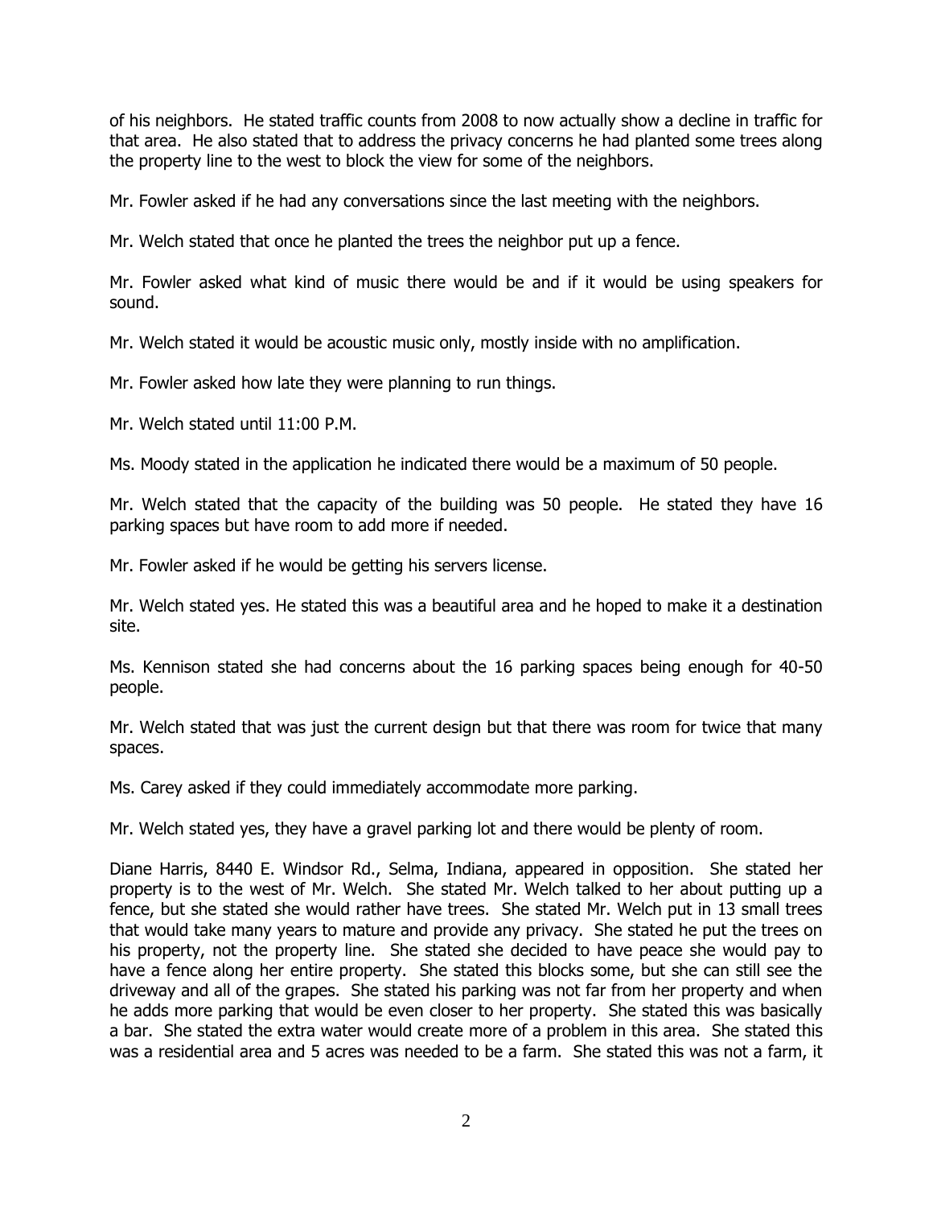of his neighbors. He stated traffic counts from 2008 to now actually show a decline in traffic for that area. He also stated that to address the privacy concerns he had planted some trees along the property line to the west to block the view for some of the neighbors.

Mr. Fowler asked if he had any conversations since the last meeting with the neighbors.

Mr. Welch stated that once he planted the trees the neighbor put up a fence.

Mr. Fowler asked what kind of music there would be and if it would be using speakers for sound.

Mr. Welch stated it would be acoustic music only, mostly inside with no amplification.

Mr. Fowler asked how late they were planning to run things.

Mr. Welch stated until 11:00 P.M.

Ms. Moody stated in the application he indicated there would be a maximum of 50 people.

Mr. Welch stated that the capacity of the building was 50 people. He stated they have 16 parking spaces but have room to add more if needed.

Mr. Fowler asked if he would be getting his servers license.

Mr. Welch stated yes. He stated this was a beautiful area and he hoped to make it a destination site.

Ms. Kennison stated she had concerns about the 16 parking spaces being enough for 40-50 people.

Mr. Welch stated that was just the current design but that there was room for twice that many spaces.

Ms. Carey asked if they could immediately accommodate more parking.

Mr. Welch stated yes, they have a gravel parking lot and there would be plenty of room.

Diane Harris, 8440 E. Windsor Rd., Selma, Indiana, appeared in opposition. She stated her property is to the west of Mr. Welch. She stated Mr. Welch talked to her about putting up a fence, but she stated she would rather have trees. She stated Mr. Welch put in 13 small trees that would take many years to mature and provide any privacy. She stated he put the trees on his property, not the property line. She stated she decided to have peace she would pay to have a fence along her entire property. She stated this blocks some, but she can still see the driveway and all of the grapes. She stated his parking was not far from her property and when he adds more parking that would be even closer to her property. She stated this was basically a bar. She stated the extra water would create more of a problem in this area. She stated this was a residential area and 5 acres was needed to be a farm. She stated this was not a farm, it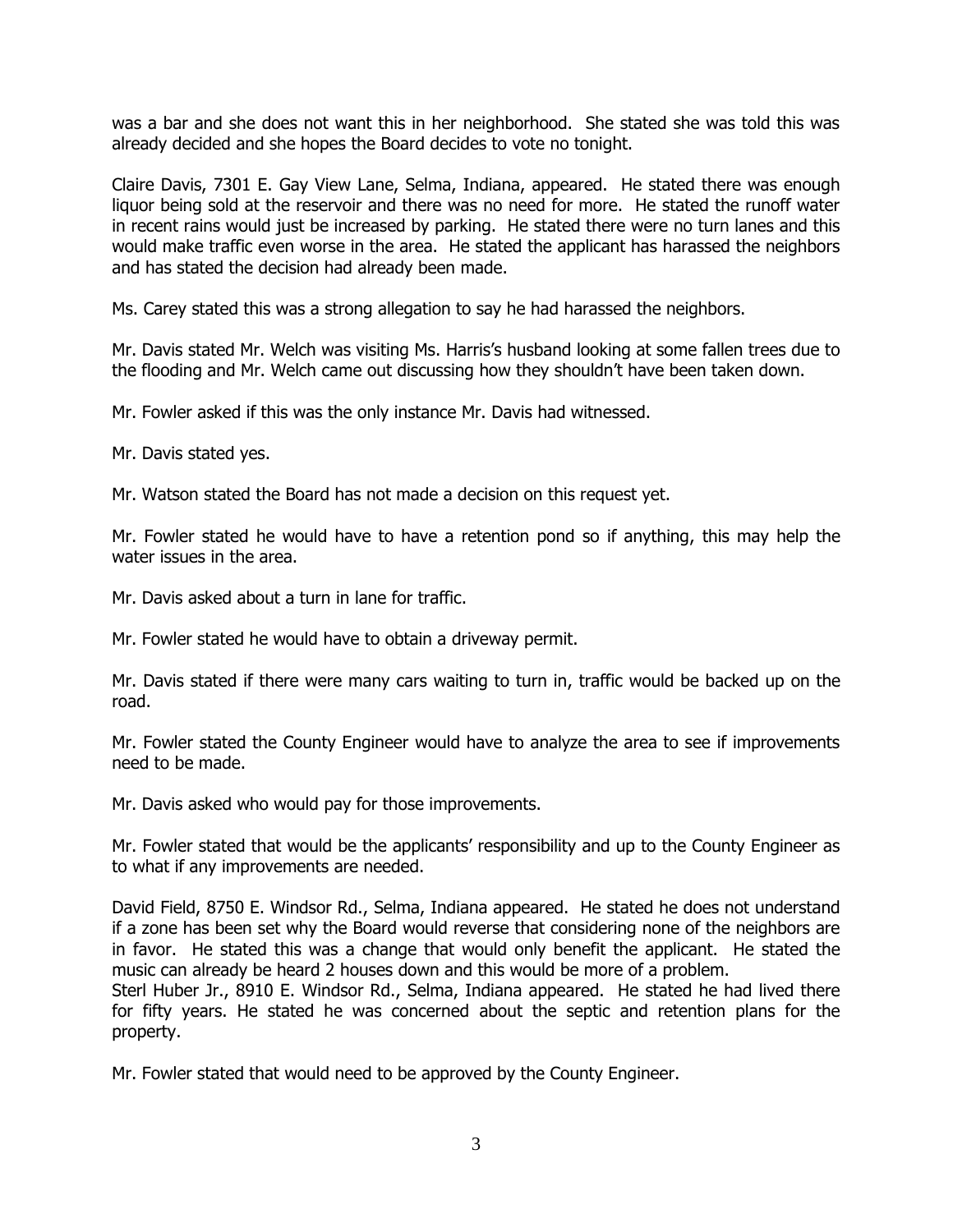was a bar and she does not want this in her neighborhood. She stated she was told this was already decided and she hopes the Board decides to vote no tonight.

Claire Davis, 7301 E. Gay View Lane, Selma, Indiana, appeared. He stated there was enough liquor being sold at the reservoir and there was no need for more. He stated the runoff water in recent rains would just be increased by parking. He stated there were no turn lanes and this would make traffic even worse in the area. He stated the applicant has harassed the neighbors and has stated the decision had already been made.

Ms. Carey stated this was a strong allegation to say he had harassed the neighbors.

Mr. Davis stated Mr. Welch was visiting Ms. Harris's husband looking at some fallen trees due to the flooding and Mr. Welch came out discussing how they shouldn't have been taken down.

Mr. Fowler asked if this was the only instance Mr. Davis had witnessed.

Mr. Davis stated yes.

Mr. Watson stated the Board has not made a decision on this request yet.

Mr. Fowler stated he would have to have a retention pond so if anything, this may help the water issues in the area.

Mr. Davis asked about a turn in lane for traffic.

Mr. Fowler stated he would have to obtain a driveway permit.

Mr. Davis stated if there were many cars waiting to turn in, traffic would be backed up on the road.

Mr. Fowler stated the County Engineer would have to analyze the area to see if improvements need to be made.

Mr. Davis asked who would pay for those improvements.

Mr. Fowler stated that would be the applicants' responsibility and up to the County Engineer as to what if any improvements are needed.

David Field, 8750 E. Windsor Rd., Selma, Indiana appeared. He stated he does not understand if a zone has been set why the Board would reverse that considering none of the neighbors are in favor. He stated this was a change that would only benefit the applicant. He stated the music can already be heard 2 houses down and this would be more of a problem.

Sterl Huber Jr., 8910 E. Windsor Rd., Selma, Indiana appeared. He stated he had lived there for fifty years. He stated he was concerned about the septic and retention plans for the property.

Mr. Fowler stated that would need to be approved by the County Engineer.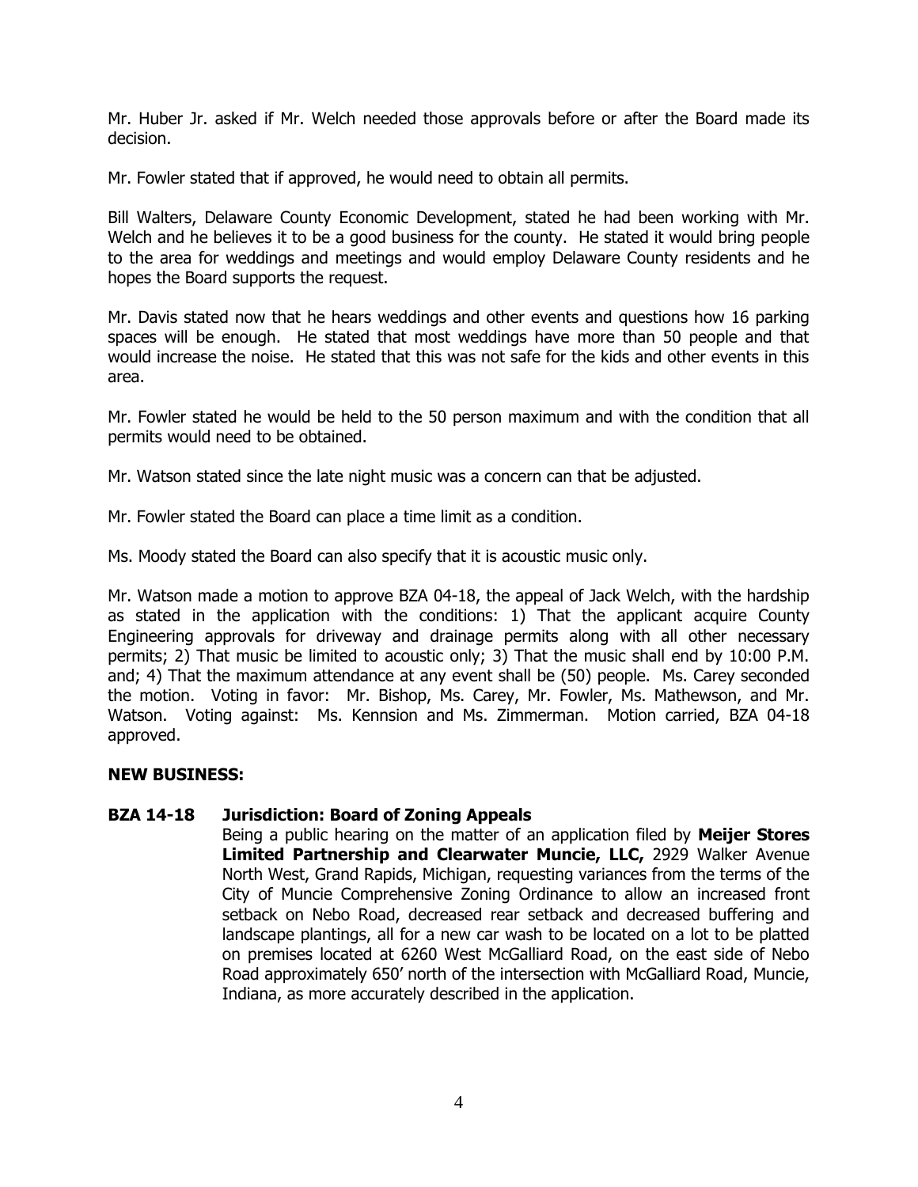Mr. Huber Jr. asked if Mr. Welch needed those approvals before or after the Board made its decision.

Mr. Fowler stated that if approved, he would need to obtain all permits.

Bill Walters, Delaware County Economic Development, stated he had been working with Mr. Welch and he believes it to be a good business for the county. He stated it would bring people to the area for weddings and meetings and would employ Delaware County residents and he hopes the Board supports the request.

Mr. Davis stated now that he hears weddings and other events and questions how 16 parking spaces will be enough. He stated that most weddings have more than 50 people and that would increase the noise. He stated that this was not safe for the kids and other events in this area.

Mr. Fowler stated he would be held to the 50 person maximum and with the condition that all permits would need to be obtained.

Mr. Watson stated since the late night music was a concern can that be adjusted.

Mr. Fowler stated the Board can place a time limit as a condition.

Ms. Moody stated the Board can also specify that it is acoustic music only.

Mr. Watson made a motion to approve BZA 04-18, the appeal of Jack Welch, with the hardship as stated in the application with the conditions: 1) That the applicant acquire County Engineering approvals for driveway and drainage permits along with all other necessary permits; 2) That music be limited to acoustic only; 3) That the music shall end by 10:00 P.M. and; 4) That the maximum attendance at any event shall be (50) people. Ms. Carey seconded the motion. Voting in favor: Mr. Bishop, Ms. Carey, Mr. Fowler, Ms. Mathewson, and Mr. Watson. Voting against: Ms. Kennsion and Ms. Zimmerman. Motion carried, BZA 04-18 approved.

**NEW BUSINESS:**

**BZA 14-18 Jurisdiction: Board of Zoning Appeals**

Being a public hearing on the matter of an application filed by **Meijer Stores Limited Partnership and Clearwater Muncie, LLC,** 2929 Walker Avenue North West, Grand Rapids, Michigan, requesting variances from the terms of the City of Muncie Comprehensive Zoning Ordinance to allow an increased front setback on Nebo Road, decreased rear setback and decreased buffering and landscape plantings, all for a new car wash to be located on a lot to be platted on premises located at 6260 West McGalliard Road, on the east side of Nebo Road approximately 650' north of the intersection with McGalliard Road, Muncie, Indiana, as more accurately described in the application.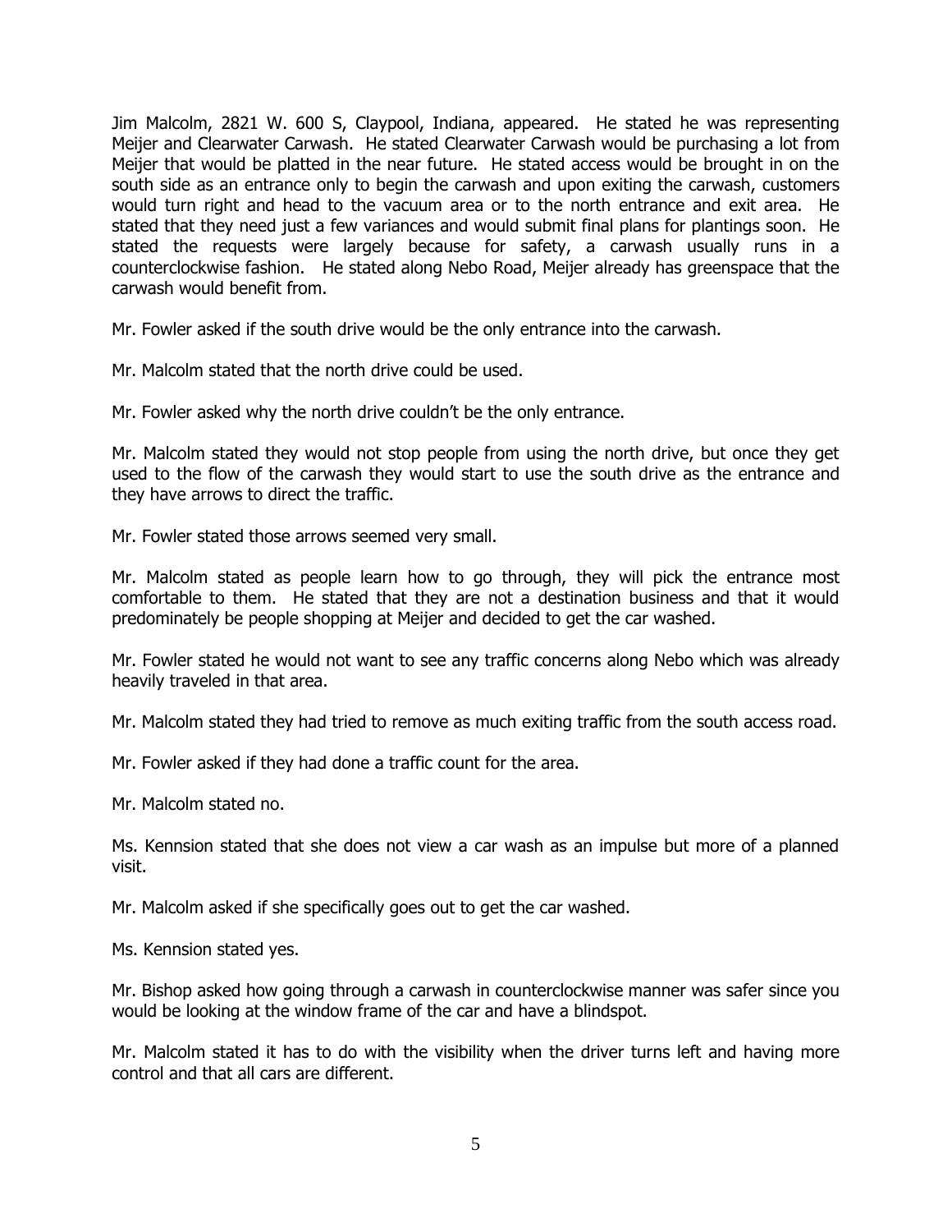Jim Malcolm, 2821 W. 600 S, Claypool, Indiana, appeared. He stated he was representing Meijer and Clearwater Carwash. He stated Clearwater Carwash would be purchasing a lot from Meijer that would be platted in the near future. He stated access would be brought in on the south side as an entrance only to begin the carwash and upon exiting the carwash, customers would turn right and head to the vacuum area or to the north entrance and exit area. He stated that they need just a few variances and would submit final plans for plantings soon. He stated the requests were largely because for safety, a carwash usually runs in a counterclockwise fashion. He stated along Nebo Road, Meijer already has greenspace that the carwash would benefit from.

Mr. Fowler asked if the south drive would be the only entrance into the carwash.

Mr. Malcolm stated that the north drive could be used.

Mr. Fowler asked why the north drive couldn't be the only entrance.

Mr. Malcolm stated they would not stop people from using the north drive, but once they get used to the flow of the carwash they would start to use the south drive as the entrance and they have arrows to direct the traffic.

Mr. Fowler stated those arrows seemed very small.

Mr. Malcolm stated as people learn how to go through, they will pick the entrance most comfortable to them. He stated that they are not a destination business and that it would predominately be people shopping at Meijer and decided to get the car washed.

Mr. Fowler stated he would not want to see any traffic concerns along Nebo which was already heavily traveled in that area.

Mr. Malcolm stated they had tried to remove as much exiting traffic from the south access road.

Mr. Fowler asked if they had done a traffic count for the area.

Mr. Malcolm stated no.

Ms. Kennsion stated that she does not view a car wash as an impulse but more of a planned visit.

Mr. Malcolm asked if she specifically goes out to get the car washed.

Ms. Kennsion stated yes.

Mr. Bishop asked how going through a carwash in counterclockwise manner was safer since you would be looking at the window frame of the car and have a blindspot.

Mr. Malcolm stated it has to do with the visibility when the driver turns left and having more control and that all cars are different.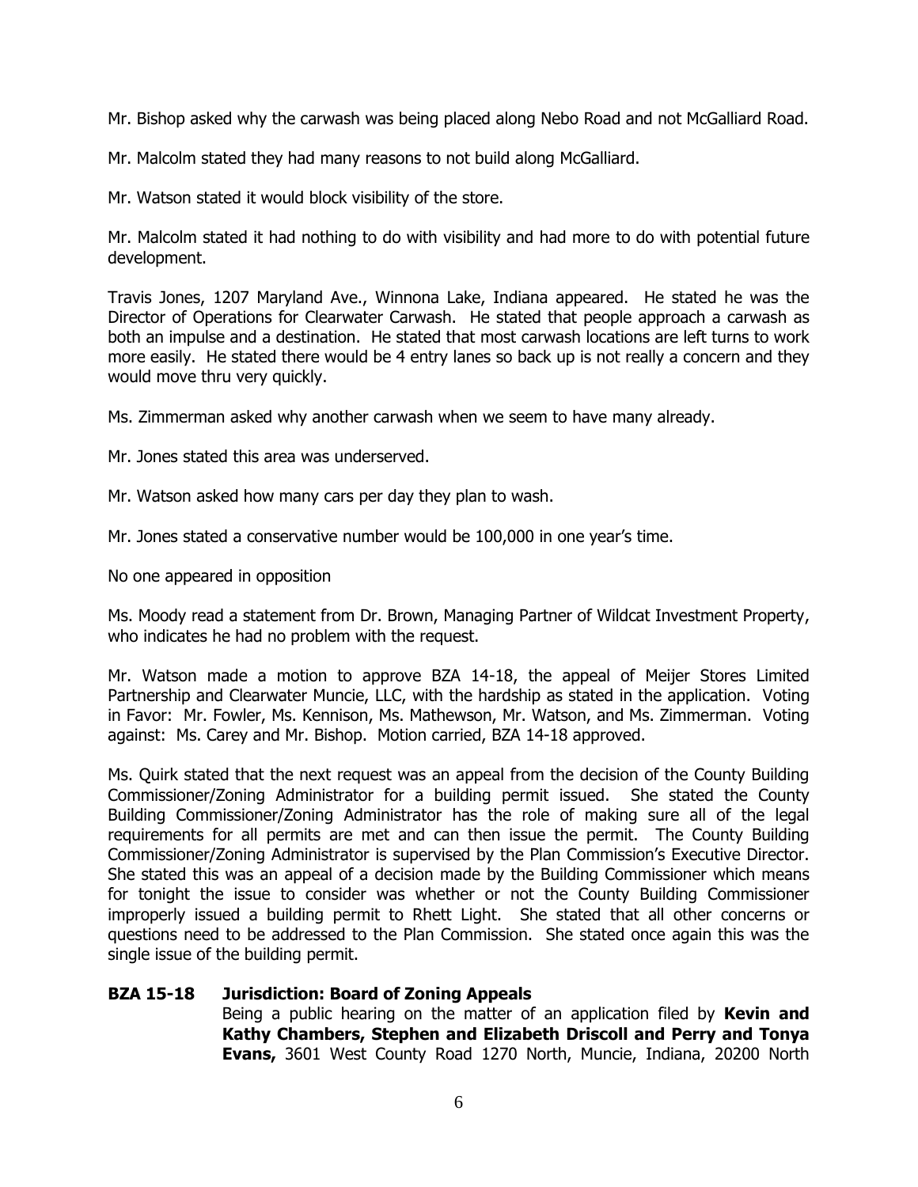Mr. Bishop asked why the carwash was being placed along Nebo Road and not McGalliard Road.

Mr. Malcolm stated they had many reasons to not build along McGalliard.

Mr. Watson stated it would block visibility of the store.

Mr. Malcolm stated it had nothing to do with visibility and had more to do with potential future development.

Travis Jones, 1207 Maryland Ave., Winnona Lake, Indiana appeared. He stated he was the Director of Operations for Clearwater Carwash. He stated that people approach a carwash as both an impulse and a destination. He stated that most carwash locations are left turns to work more easily. He stated there would be 4 entry lanes so back up is not really a concern and they would move thru very quickly.

Ms. Zimmerman asked why another carwash when we seem to have many already.

Mr. Jones stated this area was underserved.

Mr. Watson asked how many cars per day they plan to wash.

Mr. Jones stated a conservative number would be 100,000 in one year's time.

No one appeared in opposition

Ms. Moody read a statement from Dr. Brown, Managing Partner of Wildcat Investment Property, who indicates he had no problem with the request.

Mr. Watson made a motion to approve BZA 14-18, the appeal of Meijer Stores Limited Partnership and Clearwater Muncie, LLC, with the hardship as stated in the application. Voting in Favor: Mr. Fowler, Ms. Kennison, Ms. Mathewson, Mr. Watson, and Ms. Zimmerman. Voting against: Ms. Carey and Mr. Bishop. Motion carried, BZA 14-18 approved.

Ms. Quirk stated that the next request was an appeal from the decision of the County Building Commissioner/Zoning Administrator for a building permit issued. She stated the County Building Commissioner/Zoning Administrator has the role of making sure all of the legal requirements for all permits are met and can then issue the permit. The County Building Commissioner/Zoning Administrator is supervised by the Plan Commission's Executive Director. She stated this was an appeal of a decision made by the Building Commissioner which means for tonight the issue to consider was whether or not the County Building Commissioner improperly issued a building permit to Rhett Light. She stated that all other concerns or questions need to be addressed to the Plan Commission. She stated once again this was the single issue of the building permit.

**BZA 15-18 Jurisdiction: Board of Zoning Appeals**

Being a public hearing on the matter of an application filed by **Kevin and Kathy Chambers, Stephen and Elizabeth Driscoll and Perry and Tonya Evans,** 3601 West County Road 1270 North, Muncie, Indiana, 20200 North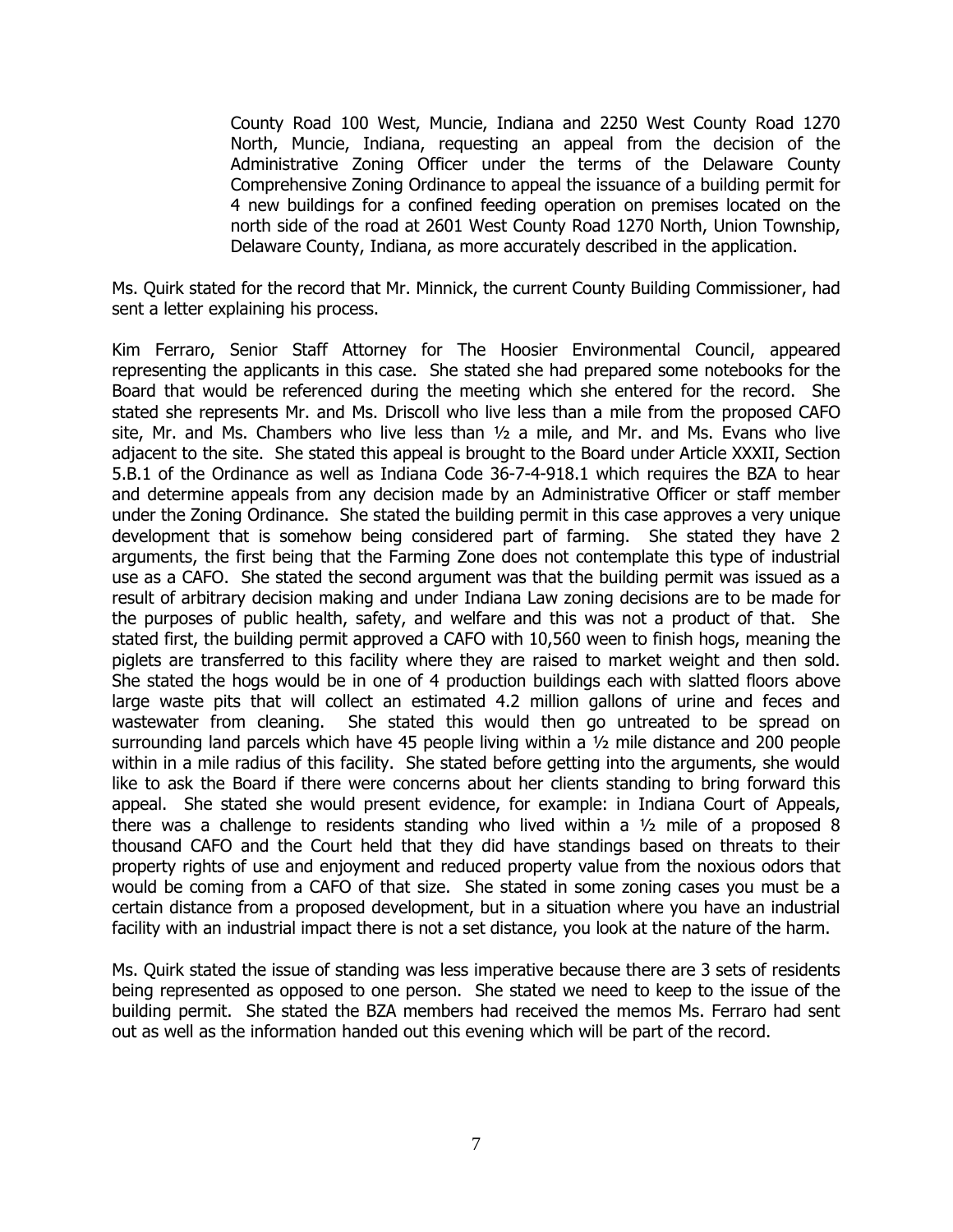County Road 100 West, Muncie, Indiana and 2250 West County Road 1270 North, Muncie, Indiana, requesting an appeal from the decision of the Administrative Zoning Officer under the terms of the Delaware County Comprehensive Zoning Ordinance to appeal the issuance of a building permit for 4 new buildings for a confined feeding operation on premises located on the north side of the road at 2601 West County Road 1270 North, Union Township, Delaware County, Indiana, as more accurately described in the application.

Ms. Quirk stated for the record that Mr. Minnick, the current County Building Commissioner, had sent a letter explaining his process.

Kim Ferraro, Senior Staff Attorney for The Hoosier Environmental Council, appeared representing the applicants in this case. She stated she had prepared some notebooks for the Board that would be referenced during the meeting which she entered for the record. She stated she represents Mr. and Ms. Driscoll who live less than a mile from the proposed CAFO site, Mr. and Ms. Chambers who live less than ½ a mile, and Mr. and Ms. Evans who live adjacent to the site. She stated this appeal is brought to the Board under Article XXXII, Section 5.B.1 of the Ordinance as well as Indiana Code 36-7-4-918.1 which requires the BZA to hear and determine appeals from any decision made by an Administrative Officer or staff member under the Zoning Ordinance. She stated the building permit in this case approves a very unique development that is somehow being considered part of farming. She stated they have 2 arguments, the first being that the Farming Zone does not contemplate this type of industrial use as a CAFO. She stated the second argument was that the building permit was issued as a result of arbitrary decision making and under Indiana Law zoning decisions are to be made for the purposes of public health, safety, and welfare and this was not a product of that. She stated first, the building permit approved a CAFO with 10,560 ween to finish hogs, meaning the piglets are transferred to this facility where they are raised to market weight and then sold. She stated the hogs would be in one of 4 production buildings each with slatted floors above large waste pits that will collect an estimated 4.2 million gallons of urine and feces and wastewater from cleaning. She stated this would then go untreated to be spread on surrounding land parcels which have 45 people living within a ½ mile distance and 200 people within in a mile radius of this facility. She stated before getting into the arguments, she would like to ask the Board if there were concerns about her clients standing to bring forward this appeal. She stated she would present evidence, for example: in Indiana Court of Appeals, there was a challenge to residents standing who lived within a ½ mile of a proposed 8 thousand CAFO and the Court held that they did have standings based on threats to their property rights of use and enjoyment and reduced property value from the noxious odors that would be coming from a CAFO of that size. She stated in some zoning cases you must be a certain distance from a proposed development, but in a situation where you have an industrial facility with an industrial impact there is not a set distance, you look at the nature of the harm.

Ms. Quirk stated the issue of standing was less imperative because there are 3 sets of residents being represented as opposed to one person. She stated we need to keep to the issue of the building permit. She stated the BZA members had received the memos Ms. Ferraro had sent out as well as the information handed out this evening which will be part of the record.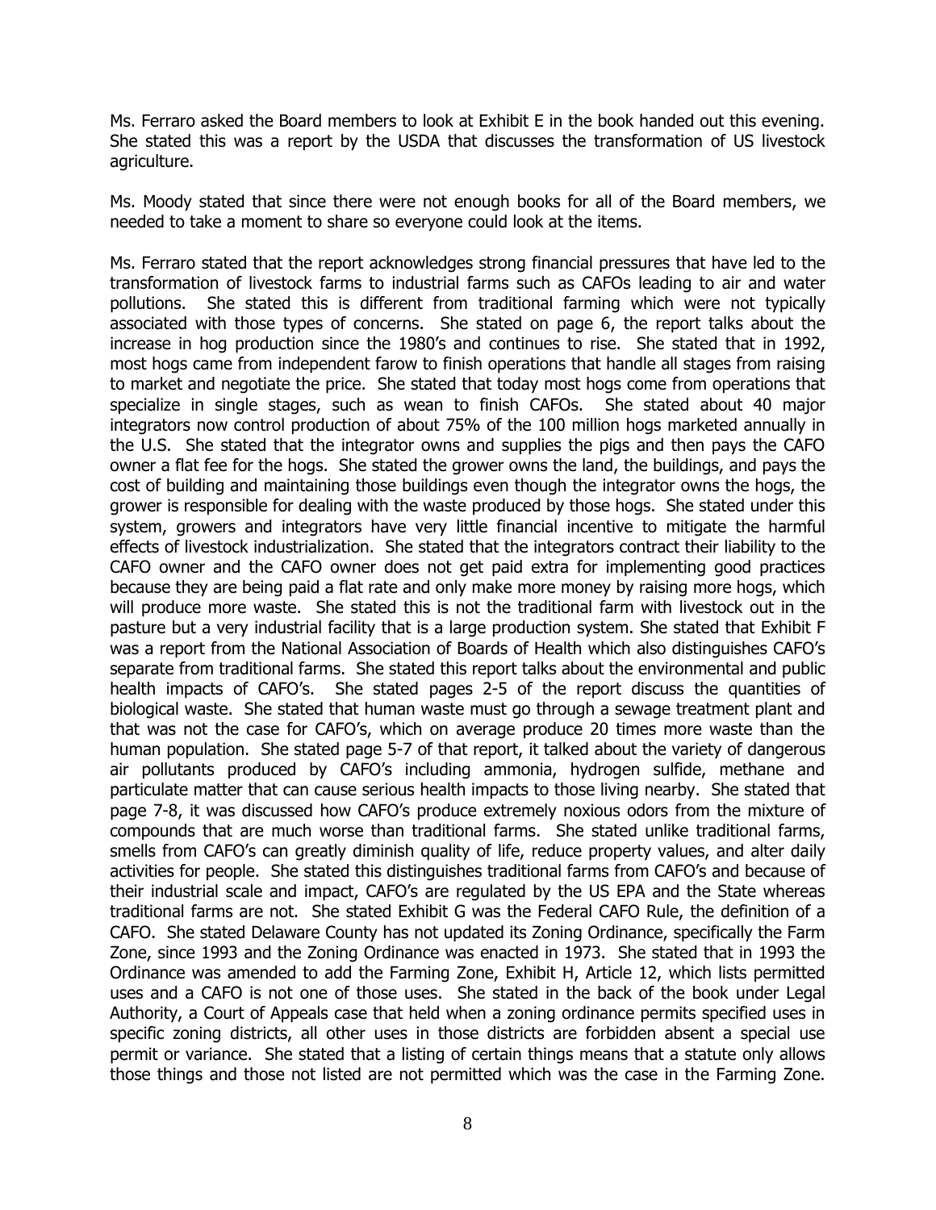Ms. Ferraro asked the Board members to look at Exhibit E in the book handed out this evening. She stated this was a report by the USDA that discusses the transformation of US livestock agriculture.

Ms. Moody stated that since there were not enough books for all of the Board members, we needed to take a moment to share so everyone could look at the items.

Ms. Ferraro stated that the report acknowledges strong financial pressures that have led to the transformation of livestock farms to industrial farms such as CAFOs leading to air and water pollutions. She stated this is different from traditional farming which were not typically associated with those types of concerns. She stated on page 6, the report talks about the increase in hog production since the 1980's and continues to rise. She stated that in 1992, most hogs came from independent farow to finish operations that handle all stages from raising to market and negotiate the price. She stated that today most hogs come from operations that specialize in single stages, such as wean to finish CAFOs. She stated about 40 major integrators now control production of about 75% of the 100 million hogs marketed annually in the U.S. She stated that the integrator owns and supplies the pigs and then pays the CAFO owner a flat fee for the hogs. She stated the grower owns the land, the buildings, and pays the cost of building and maintaining those buildings even though the integrator owns the hogs, the grower is responsible for dealing with the waste produced by those hogs. She stated under this system, growers and integrators have very little financial incentive to mitigate the harmful effects of livestock industrialization. She stated that the integrators contract their liability to the CAFO owner and the CAFO owner does not get paid extra for implementing good practices because they are being paid a flat rate and only make more money by raising more hogs, which will produce more waste. She stated this is not the traditional farm with livestock out in the pasture but a very industrial facility that is a large production system. She stated that Exhibit F was a report from the National Association of Boards of Health which also distinguishes CAFO's separate from traditional farms. She stated this report talks about the environmental and public health impacts of CAFO's. She stated pages 2-5 of the report discuss the quantities of biological waste. She stated that human waste must go through a sewage treatment plant and that was not the case for CAFO's, which on average produce 20 times more waste than the human population. She stated page 5-7 of that report, it talked about the variety of dangerous air pollutants produced by CAFO's including ammonia, hydrogen sulfide, methane and particulate matter that can cause serious health impacts to those living nearby. She stated that page 7-8, it was discussed how CAFO's produce extremely noxious odors from the mixture of compounds that are much worse than traditional farms. She stated unlike traditional farms, smells from CAFO's can greatly diminish quality of life, reduce property values, and alter daily activities for people. She stated this distinguishes traditional farms from CAFO's and because of their industrial scale and impact, CAFO's are regulated by the US EPA and the State whereas traditional farms are not. She stated Exhibit G was the Federal CAFO Rule, the definition of a CAFO. She stated Delaware County has not updated its Zoning Ordinance, specifically the Farm Zone, since 1993 and the Zoning Ordinance was enacted in 1973. She stated that in 1993 the Ordinance was amended to add the Farming Zone, Exhibit H, Article 12, which lists permitted uses and a CAFO is not one of those uses. She stated in the back of the book under Legal Authority, a Court of Appeals case that held when a zoning ordinance permits specified uses in specific zoning districts, all other uses in those districts are forbidden absent a special use permit or variance. She stated that a listing of certain things means that a statute only allows those things and those not listed are not permitted which was the case in the Farming Zone.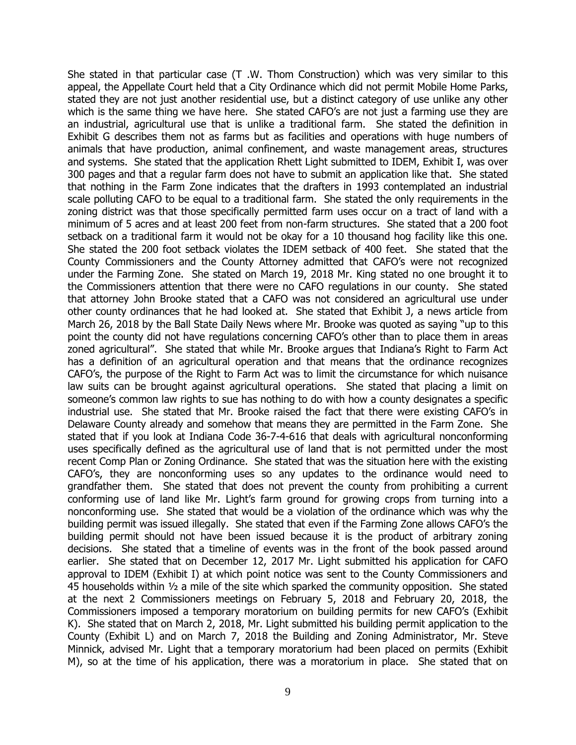She stated in that particular case (T .W. Thom Construction) which was very similar to this appeal, the Appellate Court held that a City Ordinance which did not permit Mobile Home Parks, stated they are not just another residential use, but a distinct category of use unlike any other which is the same thing we have here. She stated CAFO's are not just a farming use they are an industrial, agricultural use that is unlike a traditional farm. She stated the definition in Exhibit G describes them not as farms but as facilities and operations with huge numbers of animals that have production, animal confinement, and waste management areas, structures and systems. She stated that the application Rhett Light submitted to IDEM, Exhibit I, was over 300 pages and that a regular farm does not have to submit an application like that. She stated that nothing in the Farm Zone indicates that the drafters in 1993 contemplated an industrial scale polluting CAFO to be equal to a traditional farm. She stated the only requirements in the zoning district was that those specifically permitted farm uses occur on a tract of land with a minimum of 5 acres and at least 200 feet from non-farm structures. She stated that a 200 foot setback on a traditional farm it would not be okay for a 10 thousand hog facility like this one. She stated the 200 foot setback violates the IDEM setback of 400 feet. She stated that the County Commissioners and the County Attorney admitted that CAFO's were not recognized under the Farming Zone. She stated on March 19, 2018 Mr. King stated no one brought it to the Commissioners attention that there were no CAFO regulations in our county. She stated that attorney John Brooke stated that a CAFO was not considered an agricultural use under other county ordinances that he had looked at. She stated that Exhibit J, a news article from March 26, 2018 by the Ball State Daily News where Mr. Brooke was quoted as saying "up to this point the county did not have regulations concerning CAFO's other than to place them in areas zoned agricultural". She stated that while Mr. Brooke argues that Indiana's Right to Farm Act has a definition of an agricultural operation and that means that the ordinance recognizes CAFO's, the purpose of the Right to Farm Act was to limit the circumstance for which nuisance law suits can be brought against agricultural operations. She stated that placing a limit on someone's common law rights to sue has nothing to do with how a county designates a specific industrial use. She stated that Mr. Brooke raised the fact that there were existing CAFO's in Delaware County already and somehow that means they are permitted in the Farm Zone. She stated that if you look at Indiana Code 36-7-4-616 that deals with agricultural nonconforming uses specifically defined as the agricultural use of land that is not permitted under the most recent Comp Plan or Zoning Ordinance. She stated that was the situation here with the existing CAFO's, they are nonconforming uses so any updates to the ordinance would need to grandfather them. She stated that does not prevent the county from prohibiting a current conforming use of land like Mr. Light's farm ground for growing crops from turning into a nonconforming use. She stated that would be a violation of the ordinance which was why the building permit was issued illegally. She stated that even if the Farming Zone allows CAFO's the building permit should not have been issued because it is the product of arbitrary zoning decisions. She stated that a timeline of events was in the front of the book passed around earlier. She stated that on December 12, 2017 Mr. Light submitted his application for CAFO approval to IDEM (Exhibit I) at which point notice was sent to the County Commissioners and 45 households within ½ a mile of the site which sparked the community opposition. She stated at the next 2 Commissioners meetings on February 5, 2018 and February 20, 2018, the Commissioners imposed a temporary moratorium on building permits for new CAFO's (Exhibit K). She stated that on March 2, 2018, Mr. Light submitted his building permit application to the County (Exhibit L) and on March 7, 2018 the Building and Zoning Administrator, Mr. Steve Minnick, advised Mr. Light that a temporary moratorium had been placed on permits (Exhibit M), so at the time of his application, there was a moratorium in place. She stated that on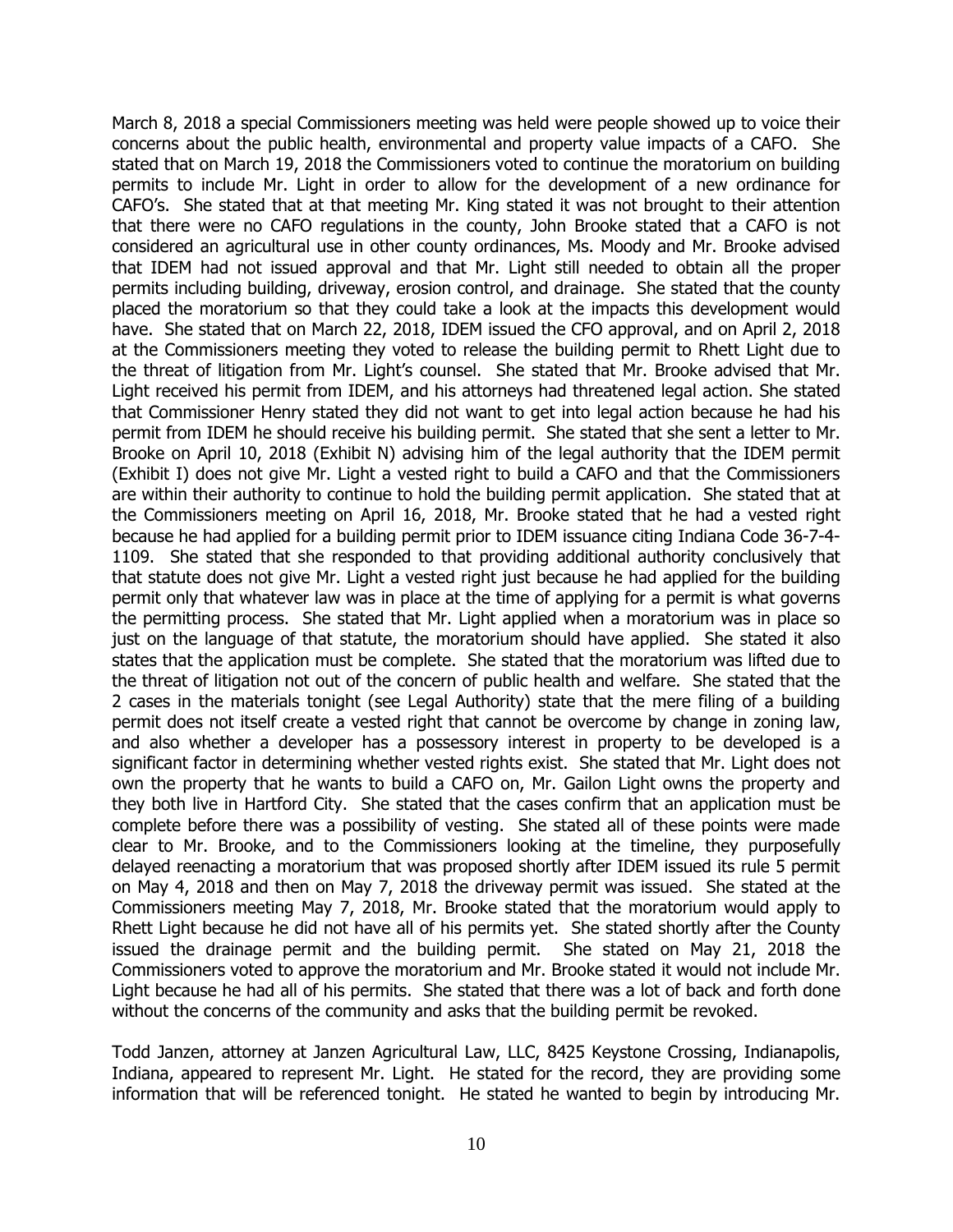March 8, 2018 a special Commissioners meeting was held were people showed up to voice their concerns about the public health, environmental and property value impacts of a CAFO. She stated that on March 19, 2018 the Commissioners voted to continue the moratorium on building permits to include Mr. Light in order to allow for the development of a new ordinance for CAFO's. She stated that at that meeting Mr. King stated it was not brought to their attention that there were no CAFO regulations in the county, John Brooke stated that a CAFO is not considered an agricultural use in other county ordinances, Ms. Moody and Mr. Brooke advised that IDEM had not issued approval and that Mr. Light still needed to obtain all the proper permits including building, driveway, erosion control, and drainage. She stated that the county placed the moratorium so that they could take a look at the impacts this development would have. She stated that on March 22, 2018, IDEM issued the CFO approval, and on April 2, 2018 at the Commissioners meeting they voted to release the building permit to Rhett Light due to the threat of litigation from Mr. Light's counsel. She stated that Mr. Brooke advised that Mr. Light received his permit from IDEM, and his attorneys had threatened legal action. She stated that Commissioner Henry stated they did not want to get into legal action because he had his permit from IDEM he should receive his building permit. She stated that she sent a letter to Mr. Brooke on April 10, 2018 (Exhibit N) advising him of the legal authority that the IDEM permit (Exhibit I) does not give Mr. Light a vested right to build a CAFO and that the Commissioners are within their authority to continue to hold the building permit application. She stated that at the Commissioners meeting on April 16, 2018, Mr. Brooke stated that he had a vested right because he had applied for a building permit prior to IDEM issuance citing Indiana Code 36-7-4-1109. She stated that she responded to that providing additional authority conclusively that that statute does not give Mr. Light a vested right just because he had applied for the building permit only that whatever law was in place at the time of applying for a permit is what governs the permitting process. She stated that Mr. Light applied when a moratorium was in place so just on the language of that statute, the moratorium should have applied. She stated it also states that the application must be complete. She stated that the moratorium was lifted due to the threat of litigation not out of the concern of public health and welfare. She stated that the 2 cases in the materials tonight (see Legal Authority) state that the mere filing of a building permit does not itself create a vested right that cannot be overcome by change in zoning law, and also whether a developer has a possessory interest in property to be developed is a significant factor in determining whether vested rights exist. She stated that Mr. Light does not own the property that he wants to build a CAFO on, Mr. Gailon Light owns the property and they both live in Hartford City. She stated that the cases confirm that an application must be complete before there was a possibility of vesting. She stated all of these points were made clear to Mr. Brooke, and to the Commissioners looking at the timeline, they purposefully delayed reenacting a moratorium that was proposed shortly after IDEM issued its rule 5 permit on May 4, 2018 and then on May 7, 2018 the driveway permit was issued. She stated at the Commissioners meeting May 7, 2018, Mr. Brooke stated that the moratorium would apply to Rhett Light because he did not have all of his permits yet. She stated shortly after the County issued the drainage permit and the building permit. She stated on May 21, 2018 the Commissioners voted to approve the moratorium and Mr. Brooke stated it would not include Mr. Light because he had all of his permits. She stated that there was a lot of back and forth done without the concerns of the community and asks that the building permit be revoked.

Todd Janzen, attorney at Janzen Agricultural Law, LLC, 8425 Keystone Crossing, Indianapolis, Indiana, appeared to represent Mr. Light. He stated for the record, they are providing some information that will be referenced tonight. He stated he wanted to begin by introducing Mr.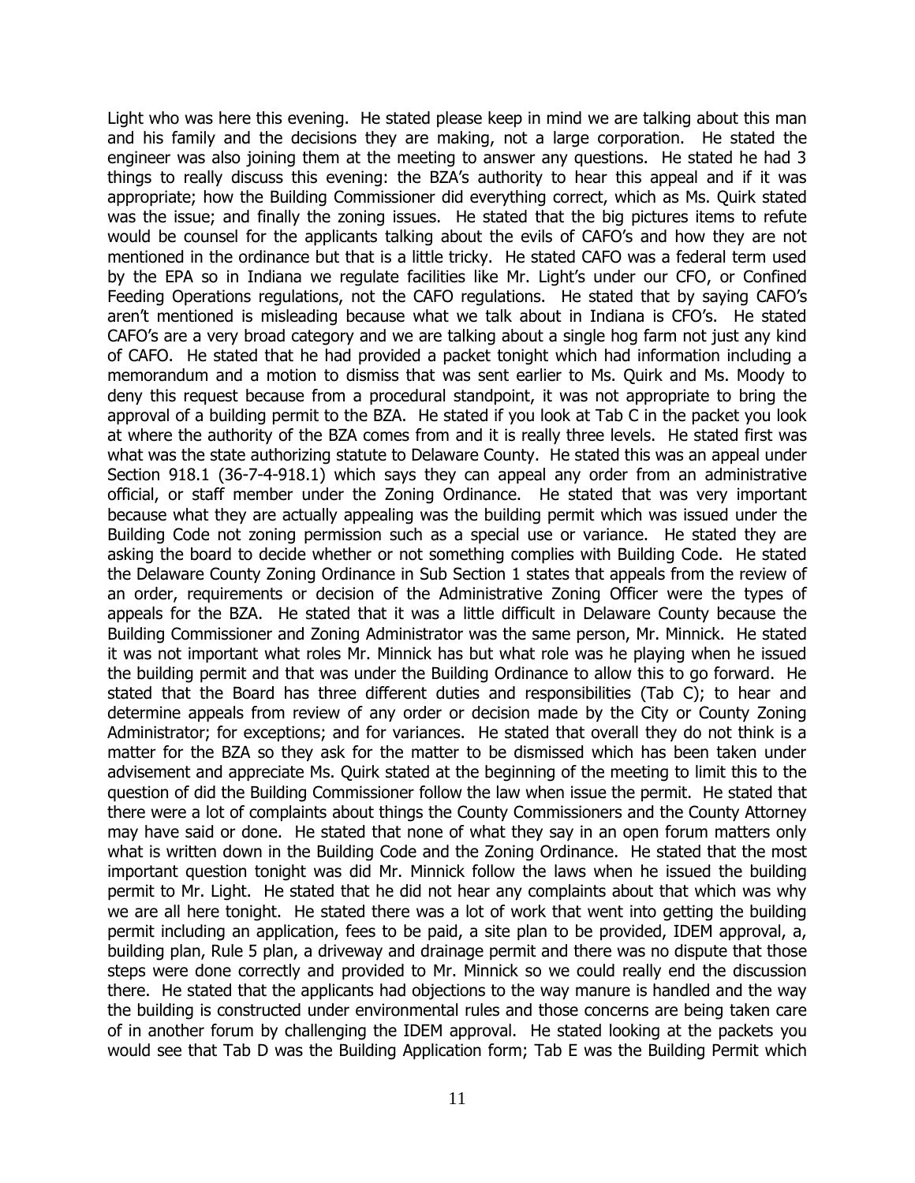Light who was here this evening. He stated please keep in mind we are talking about this man and his family and the decisions they are making, not a large corporation. He stated the engineer was also joining them at the meeting to answer any questions. He stated he had 3 things to really discuss this evening: the BZA's authority to hear this appeal and if it was appropriate; how the Building Commissioner did everything correct, which as Ms. Quirk stated was the issue; and finally the zoning issues. He stated that the big pictures items to refute would be counsel for the applicants talking about the evils of CAFO's and how they are not mentioned in the ordinance but that is a little tricky. He stated CAFO was a federal term used by the EPA so in Indiana we regulate facilities like Mr. Light's under our CFO, or Confined Feeding Operations regulations, not the CAFO regulations. He stated that by saying CAFO's aren't mentioned is misleading because what we talk about in Indiana is CFO's. He stated CAFO's are a very broad category and we are talking about a single hog farm not just any kind of CAFO. He stated that he had provided a packet tonight which had information including a memorandum and a motion to dismiss that was sent earlier to Ms. Quirk and Ms. Moody to deny this request because from a procedural standpoint, it was not appropriate to bring the approval of a building permit to the BZA. He stated if you look at Tab C in the packet you look at where the authority of the BZA comes from and it is really three levels. He stated first was what was the state authorizing statute to Delaware County. He stated this was an appeal under Section 918.1 (36-7-4-918.1) which says they can appeal any order from an administrative official, or staff member under the Zoning Ordinance. He stated that was very important because what they are actually appealing was the building permit which was issued under the Building Code not zoning permission such as a special use or variance. He stated they are asking the board to decide whether or not something complies with Building Code. He stated the Delaware County Zoning Ordinance in Sub Section 1 states that appeals from the review of an order, requirements or decision of the Administrative Zoning Officer were the types of appeals for the BZA. He stated that it was a little difficult in Delaware County because the Building Commissioner and Zoning Administrator was the same person, Mr. Minnick. He stated it was not important what roles Mr. Minnick has but what role was he playing when he issued the building permit and that was under the Building Ordinance to allow this to go forward. He stated that the Board has three different duties and responsibilities (Tab C); to hear and determine appeals from review of any order or decision made by the City or County Zoning Administrator; for exceptions; and for variances. He stated that overall they do not think is a matter for the BZA so they ask for the matter to be dismissed which has been taken under advisement and appreciate Ms. Quirk stated at the beginning of the meeting to limit this to the question of did the Building Commissioner follow the law when issue the permit. He stated that there were a lot of complaints about things the County Commissioners and the County Attorney may have said or done. He stated that none of what they say in an open forum matters only what is written down in the Building Code and the Zoning Ordinance. He stated that the most important question tonight was did Mr. Minnick follow the laws when he issued the building permit to Mr. Light. He stated that he did not hear any complaints about that which was why we are all here tonight. He stated there was a lot of work that went into getting the building permit including an application, fees to be paid, a site plan to be provided, IDEM approval, a, building plan, Rule 5 plan, a driveway and drainage permit and there was no dispute that those steps were done correctly and provided to Mr. Minnick so we could really end the discussion there. He stated that the applicants had objections to the way manure is handled and the way the building is constructed under environmental rules and those concerns are being taken care of in another forum by challenging the IDEM approval. He stated looking at the packets you would see that Tab D was the Building Application form; Tab E was the Building Permit which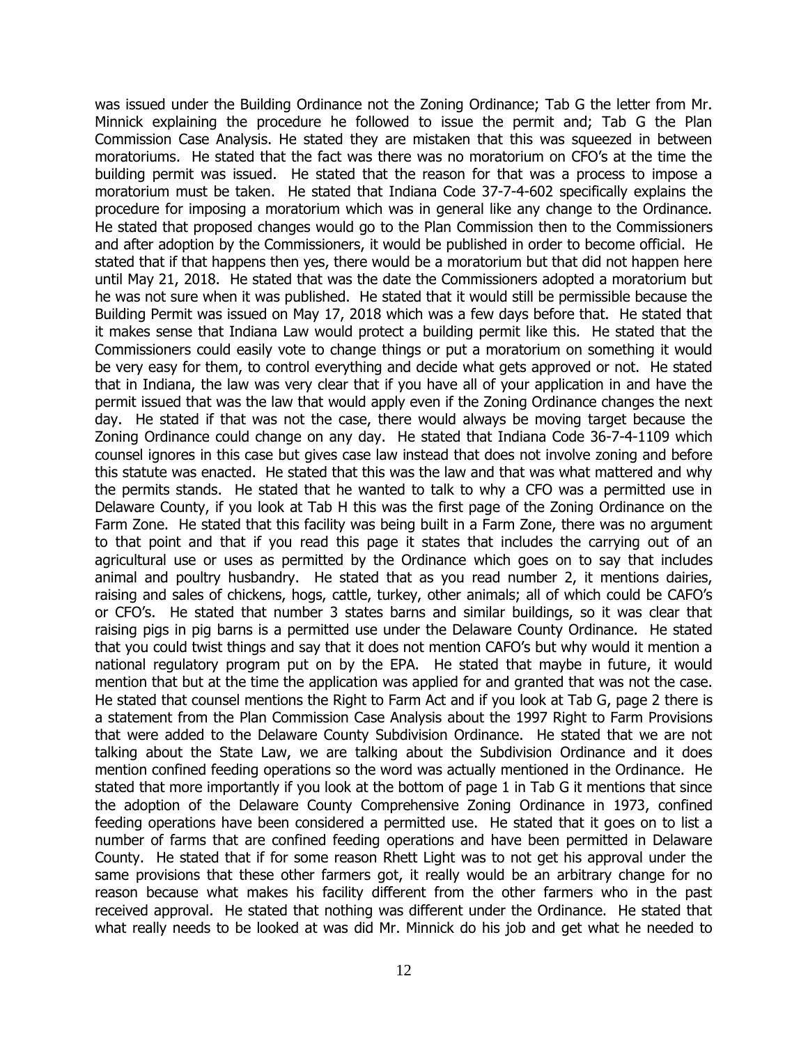was issued under the Building Ordinance not the Zoning Ordinance; Tab G the letter from Mr. Minnick explaining the procedure he followed to issue the permit and; Tab G the Plan Commission Case Analysis. He stated they are mistaken that this was squeezed in between moratoriums. He stated that the fact was there was no moratorium on CFO's at the time the building permit was issued. He stated that the reason for that was a process to impose a moratorium must be taken. He stated that Indiana Code 37-7-4-602 specifically explains the procedure for imposing a moratorium which was in general like any change to the Ordinance. He stated that proposed changes would go to the Plan Commission then to the Commissioners and after adoption by the Commissioners, it would be published in order to become official. He stated that if that happens then yes, there would be a moratorium but that did not happen here until May 21, 2018. He stated that was the date the Commissioners adopted a moratorium but he was not sure when it was published. He stated that it would still be permissible because the Building Permit was issued on May 17, 2018 which was a few days before that. He stated that it makes sense that Indiana Law would protect a building permit like this. He stated that the Commissioners could easily vote to change things or put a moratorium on something it would be very easy for them, to control everything and decide what gets approved or not. He stated that in Indiana, the law was very clear that if you have all of your application in and have the permit issued that was the law that would apply even if the Zoning Ordinance changes the next day. He stated if that was not the case, there would always be moving target because the Zoning Ordinance could change on any day. He stated that Indiana Code 36-7-4-1109 which counsel ignores in this case but gives case law instead that does not involve zoning and before this statute was enacted. He stated that this was the law and that was what mattered and why the permits stands. He stated that he wanted to talk to why a CFO was a permitted use in Delaware County, if you look at Tab H this was the first page of the Zoning Ordinance on the Farm Zone. He stated that this facility was being built in a Farm Zone, there was no argument to that point and that if you read this page it states that includes the carrying out of an agricultural use or uses as permitted by the Ordinance which goes on to say that includes animal and poultry husbandry. He stated that as you read number 2, it mentions dairies, raising and sales of chickens, hogs, cattle, turkey, other animals; all of which could be CAFO's or CFO's. He stated that number 3 states barns and similar buildings, so it was clear that raising pigs in pig barns is a permitted use under the Delaware County Ordinance. He stated that you could twist things and say that it does not mention CAFO's but why would it mention a national regulatory program put on by the EPA. He stated that maybe in future, it would mention that but at the time the application was applied for and granted that was not the case. He stated that counsel mentions the Right to Farm Act and if you look at Tab G, page 2 there is a statement from the Plan Commission Case Analysis about the 1997 Right to Farm Provisions that were added to the Delaware County Subdivision Ordinance. He stated that we are not talking about the State Law, we are talking about the Subdivision Ordinance and it does mention confined feeding operations so the word was actually mentioned in the Ordinance. He stated that more importantly if you look at the bottom of page 1 in Tab G it mentions that since the adoption of the Delaware County Comprehensive Zoning Ordinance in 1973, confined feeding operations have been considered a permitted use. He stated that it goes on to list a number of farms that are confined feeding operations and have been permitted in Delaware County. He stated that if for some reason Rhett Light was to not get his approval under the same provisions that these other farmers got, it really would be an arbitrary change for no reason because what makes his facility different from the other farmers who in the past received approval. He stated that nothing was different under the Ordinance. He stated that what really needs to be looked at was did Mr. Minnick do his job and get what he needed to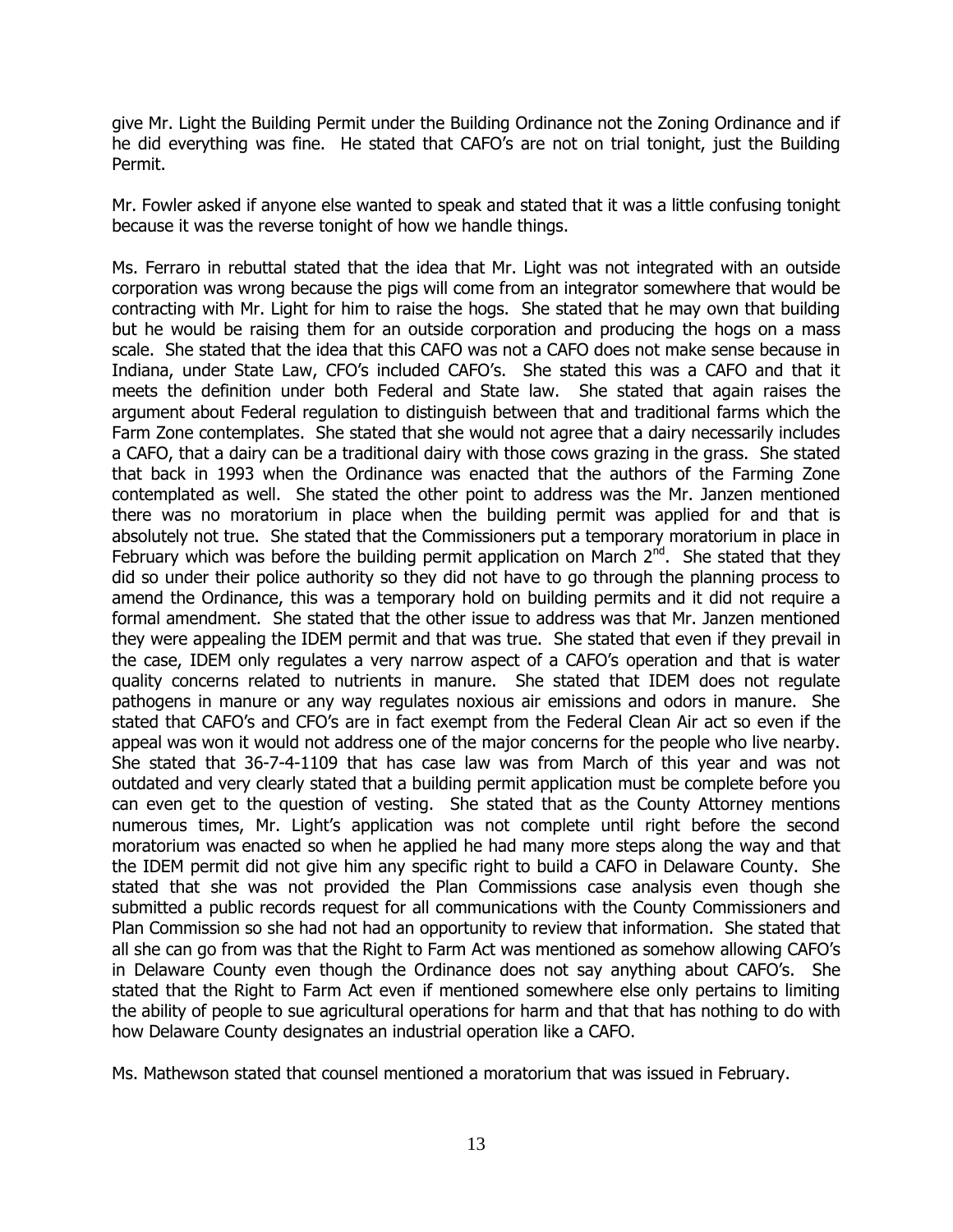give Mr. Light the Building Permit under the Building Ordinance not the Zoning Ordinance and if he did everything was fine. He stated that CAFO's are not on trial tonight, just the Building Permit.

Mr. Fowler asked if anyone else wanted to speak and stated that it was a little confusing tonight because it was the reverse tonight of how we handle things.

Ms. Ferraro in rebuttal stated that the idea that Mr. Light was not integrated with an outside corporation was wrong because the pigs will come from an integrator somewhere that would be contracting with Mr. Light for him to raise the hogs. She stated that he may own that building but he would be raising them for an outside corporation and producing the hogs on a mass scale. She stated that the idea that this CAFO was not a CAFO does not make sense because in Indiana, under State Law, CFO's included CAFO's. She stated this was a CAFO and that it meets the definition under both Federal and State law. She stated that again raises the argument about Federal regulation to distinguish between that and traditional farms which the Farm Zone contemplates. She stated that she would not agree that a dairy necessarily includes a CAFO, that a dairy can be a traditional dairy with those cows grazing in the grass. She stated that back in 1993 when the Ordinance was enacted that the authors of the Farming Zone contemplated as well. She stated the other point to address was the Mr. Janzen mentioned there was no moratorium in place when the building permit was applied for and that is absolutely not true. She stated that the Commissioners put a temporary moratorium in place in February which was before the building permit application on March 2nd. She stated that they did so under their police authority so they did not have to go through the planning process to amend the Ordinance, this was a temporary hold on building permits and it did not require a formal amendment. She stated that the other issue to address was that Mr. Janzen mentioned they were appealing the IDEM permit and that was true. She stated that even if they prevail in the case, IDEM only regulates a very narrow aspect of a CAFO's operation and that is water quality concerns related to nutrients in manure. She stated that IDEM does not regulate pathogens in manure or any way regulates noxious air emissions and odors in manure. She stated that CAFO's and CFO's are in fact exempt from the Federal Clean Air act so even if the appeal was won it would not address one of the major concerns for the people who live nearby. She stated that 36-7-4-1109 that has case law was from March of this year and was not outdated and very clearly stated that a building permit application must be complete before you can even get to the question of vesting. She stated that as the County Attorney mentions numerous times, Mr. Light's application was not complete until right before the second moratorium was enacted so when he applied he had many more steps along the way and that the IDEM permit did not give him any specific right to build a CAFO in Delaware County. She stated that she was not provided the Plan Commissions case analysis even though she submitted a public records request for all communications with the County Commissioners and Plan Commission so she had not had an opportunity to review that information. She stated that all she can go from was that the Right to Farm Act was mentioned as somehow allowing CAFO's in Delaware County even though the Ordinance does not say anything about CAFO's. She stated that the Right to Farm Act even if mentioned somewhere else only pertains to limiting the ability of people to sue agricultural operations for harm and that that has nothing to do with how Delaware County designates an industrial operation like a CAFO.

Ms. Mathewson stated that counsel mentioned a moratorium that was issued in February.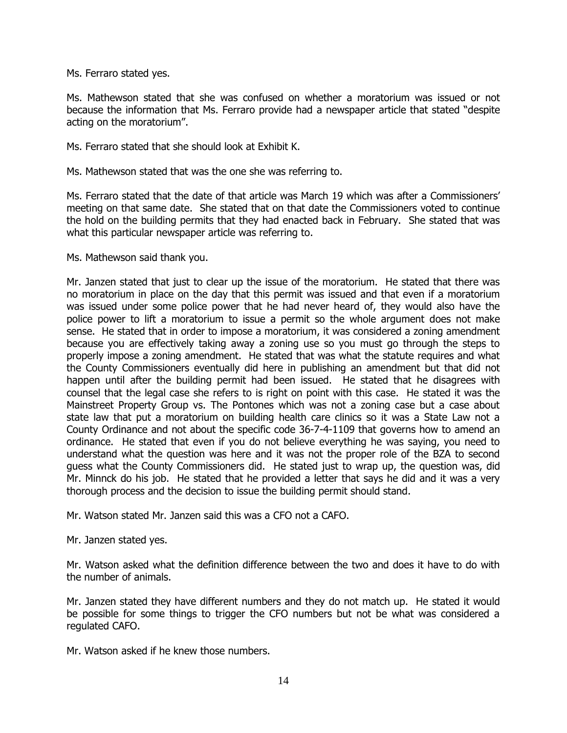Ms. Ferraro stated yes.

Ms. Mathewson stated that she was confused on whether a moratorium was issued or not because the information that Ms. Ferraro provide had a newspaper article that stated "despite acting on the moratorium".

Ms. Ferraro stated that she should look at Exhibit K.

Ms. Mathewson stated that was the one she was referring to.

Ms. Ferraro stated that the date of that article was March 19 which was after a Commissioners' meeting on that same date. She stated that on that date the Commissioners voted to continue the hold on the building permits that they had enacted back in February. She stated that was what this particular newspaper article was referring to.

Ms. Mathewson said thank you.

Mr. Janzen stated that just to clear up the issue of the moratorium. He stated that there was no moratorium in place on the day that this permit was issued and that even if a moratorium was issued under some police power that he had never heard of, they would also have the police power to lift a moratorium to issue a permit so the whole argument does not make sense. He stated that in order to impose a moratorium, it was considered a zoning amendment because you are effectively taking away a zoning use so you must go through the steps to properly impose a zoning amendment. He stated that was what the statute requires and what the County Commissioners eventually did here in publishing an amendment but that did not happen until after the building permit had been issued. He stated that he disagrees with counsel that the legal case she refers to is right on point with this case. He stated it was the Mainstreet Property Group vs. The Pontones which was not a zoning case but a case about state law that put a moratorium on building health care clinics so it was a State Law not a County Ordinance and not about the specific code 36-7-4-1109 that governs how to amend an ordinance. He stated that even if you do not believe everything he was saying, you need to understand what the question was here and it was not the proper role of the BZA to second guess what the County Commissioners did. He stated just to wrap up, the question was, did Mr. Minnck do his job. He stated that he provided a letter that says he did and it was a very thorough process and the decision to issue the building permit should stand.

Mr. Watson stated Mr. Janzen said this was a CFO not a CAFO.

Mr. Janzen stated yes.

Mr. Watson asked what the definition difference between the two and does it have to do with the number of animals.

Mr. Janzen stated they have different numbers and they do not match up. He stated it would be possible for some things to trigger the CFO numbers but not be what was considered a regulated CAFO.

Mr. Watson asked if he knew those numbers.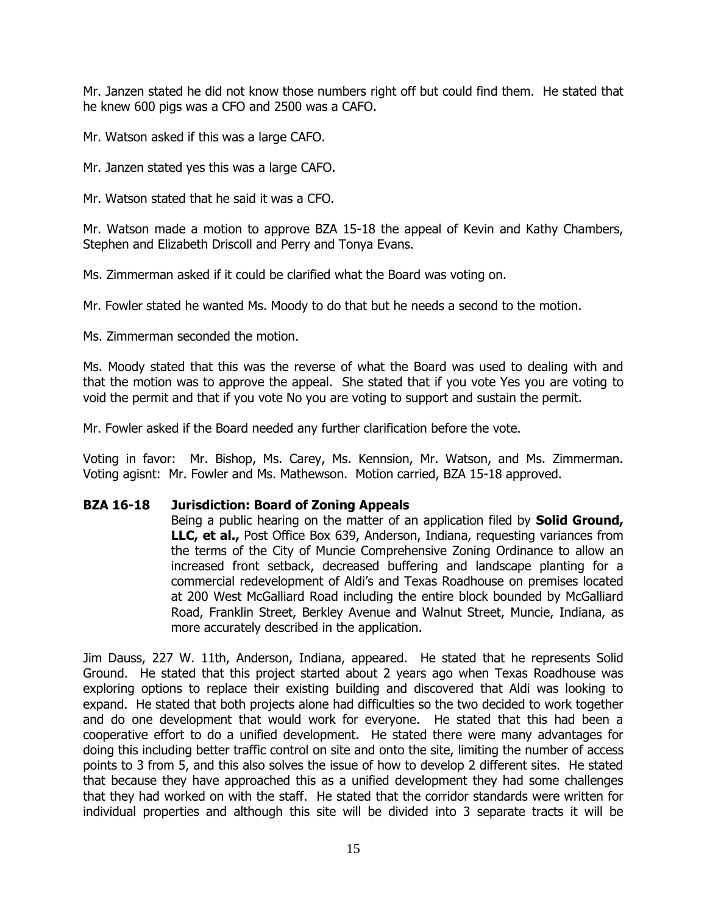Mr. Janzen stated he did not know those numbers right off but could find them. He stated that he knew 600 pigs was a CFO and 2500 was a CAFO.

Mr. Watson asked if this was a large CAFO.

Mr. Janzen stated yes this was a large CAFO.

Mr. Watson stated that he said it was a CFO.

Mr. Watson made a motion to approve BZA 15-18 the appeal of Kevin and Kathy Chambers, Stephen and Elizabeth Driscoll and Perry and Tonya Evans.

Ms. Zimmerman asked if it could be clarified what the Board was voting on.

Mr. Fowler stated he wanted Ms. Moody to do that but he needs a second to the motion.

Ms. Zimmerman seconded the motion.

Ms. Moody stated that this was the reverse of what the Board was used to dealing with and that the motion was to approve the appeal. She stated that if you vote Yes you are voting to void the permit and that if you vote No you are voting to support and sustain the permit.

Mr. Fowler asked if the Board needed any further clarification before the vote.

Voting in favor: Mr. Bishop, Ms. Carey, Ms. Kennsion, Mr. Watson, and Ms. Zimmerman. Voting agisnt: Mr. Fowler and Ms. Mathewson. Motion carried, BZA 15-18 approved.

**BZA 16-18 Jurisdiction: Board of Zoning Appeals**

Being a public hearing on the matter of an application filed by **Solid Ground, LLC, et al.,** Post Office Box 639, Anderson, Indiana, requesting variances from the terms of the City of Muncie Comprehensive Zoning Ordinance to allow an increased front setback, decreased buffering and landscape planting for a commercial redevelopment of Aldi's and Texas Roadhouse on premises located at 200 West McGalliard Road including the entire block bounded by McGalliard Road, Franklin Street, Berkley Avenue and Walnut Street, Muncie, Indiana, as more accurately described in the application.

Jim Dauss, 227 W. 11th, Anderson, Indiana, appeared. He stated that he represents Solid Ground. He stated that this project started about 2 years ago when Texas Roadhouse was exploring options to replace their existing building and discovered that Aldi was looking to expand. He stated that both projects alone had difficulties so the two decided to work together and do one development that would work for everyone. He stated that this had been a cooperative effort to do a unified development. He stated there were many advantages for doing this including better traffic control on site and onto the site, limiting the number of access points to 3 from 5, and this also solves the issue of how to develop 2 different sites. He stated that because they have approached this as a unified development they had some challenges that they had worked on with the staff. He stated that the corridor standards were written for individual properties and although this site will be divided into 3 separate tracts it will be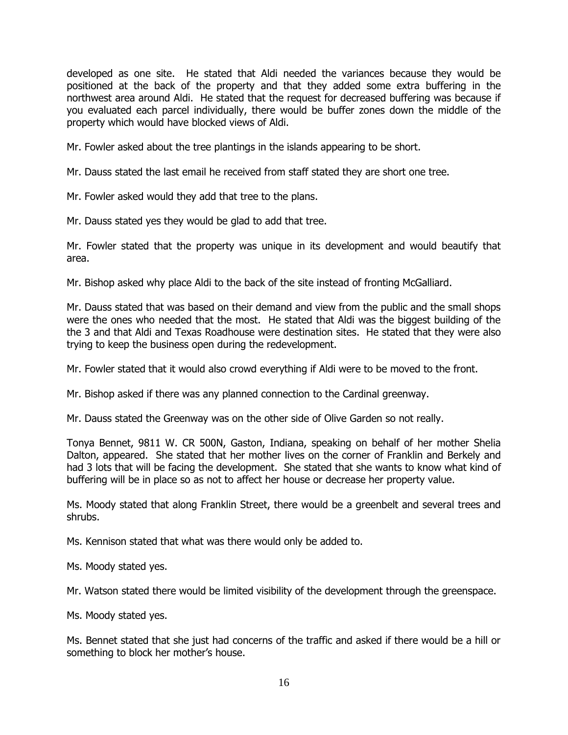developed as one site. He stated that Aldi needed the variances because they would be positioned at the back of the property and that they added some extra buffering in the northwest area around Aldi. He stated that the request for decreased buffering was because if you evaluated each parcel individually, there would be buffer zones down the middle of the property which would have blocked views of Aldi.

Mr. Fowler asked about the tree plantings in the islands appearing to be short.

Mr. Dauss stated the last email he received from staff stated they are short one tree.

Mr. Fowler asked would they add that tree to the plans.

Mr. Dauss stated yes they would be glad to add that tree.

Mr. Fowler stated that the property was unique in its development and would beautify that area.

Mr. Bishop asked why place Aldi to the back of the site instead of fronting McGalliard.

Mr. Dauss stated that was based on their demand and view from the public and the small shops were the ones who needed that the most. He stated that Aldi was the biggest building of the the 3 and that Aldi and Texas Roadhouse were destination sites. He stated that they were also trying to keep the business open during the redevelopment.

Mr. Fowler stated that it would also crowd everything if Aldi were to be moved to the front.

Mr. Bishop asked if there was any planned connection to the Cardinal greenway.

Mr. Dauss stated the Greenway was on the other side of Olive Garden so not really.

Tonya Bennet, 9811 W. CR 500N, Gaston, Indiana, speaking on behalf of her mother Shelia Dalton, appeared. She stated that her mother lives on the corner of Franklin and Berkely and had 3 lots that will be facing the development. She stated that she wants to know what kind of buffering will be in place so as not to affect her house or decrease her property value.

Ms. Moody stated that along Franklin Street, there would be a greenbelt and several trees and shrubs.

Ms. Kennison stated that what was there would only be added to.

Ms. Moody stated yes.

Mr. Watson stated there would be limited visibility of the development through the greenspace.

Ms. Moody stated yes.

Ms. Bennet stated that she just had concerns of the traffic and asked if there would be a hill or something to block her mother's house.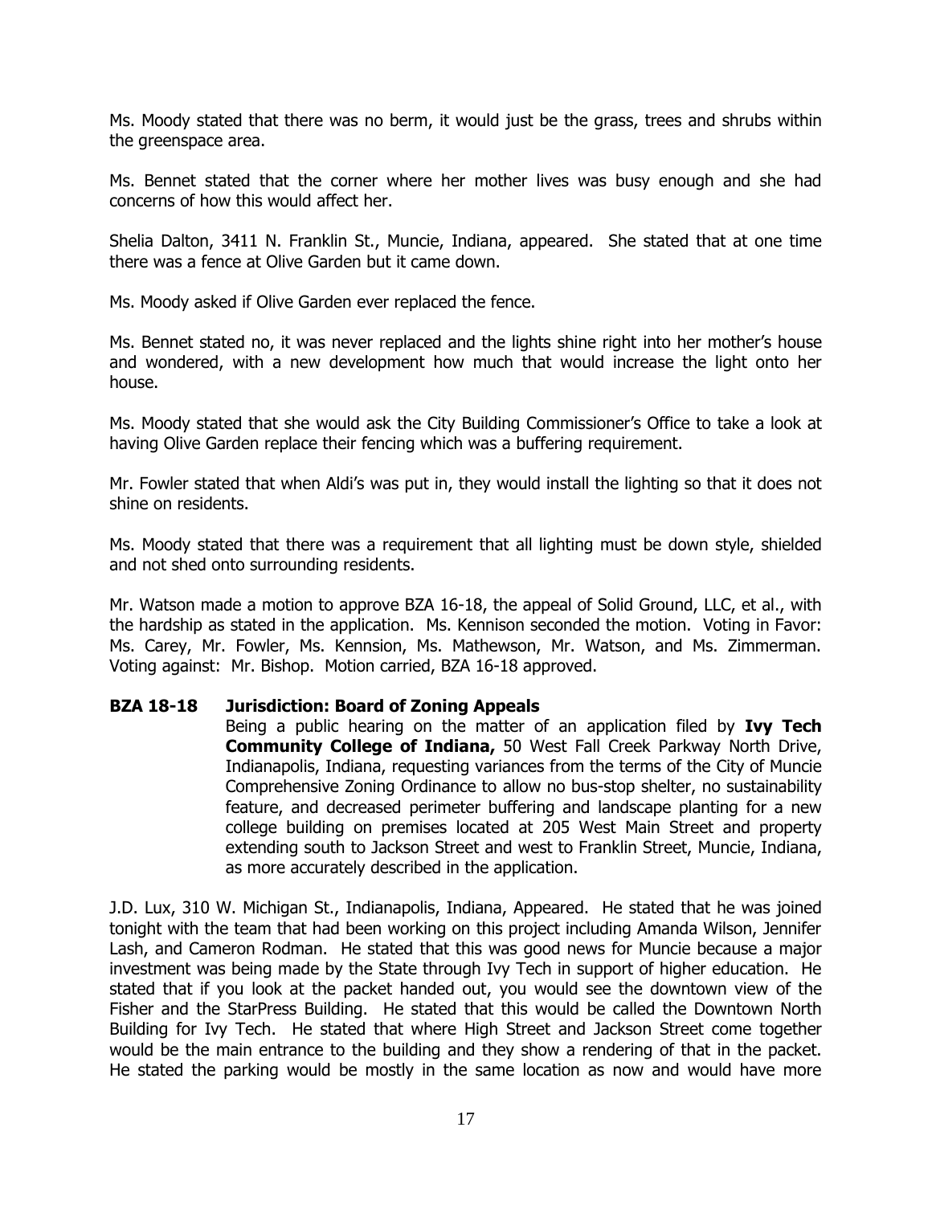Ms. Moody stated that there was no berm, it would just be the grass, trees and shrubs within the greenspace area.

Ms. Bennet stated that the corner where her mother lives was busy enough and she had concerns of how this would affect her.

Shelia Dalton, 3411 N. Franklin St., Muncie, Indiana, appeared. She stated that at one time there was a fence at Olive Garden but it came down.

Ms. Moody asked if Olive Garden ever replaced the fence.

Ms. Bennet stated no, it was never replaced and the lights shine right into her mother's house and wondered, with a new development how much that would increase the light onto her house.

Ms. Moody stated that she would ask the City Building Commissioner's Office to take a look at having Olive Garden replace their fencing which was a buffering requirement.

Mr. Fowler stated that when Aldi's was put in, they would install the lighting so that it does not shine on residents.

Ms. Moody stated that there was a requirement that all lighting must be down style, shielded and not shed onto surrounding residents.

Mr. Watson made a motion to approve BZA 16-18, the appeal of Solid Ground, LLC, et al., with the hardship as stated in the application. Ms. Kennison seconded the motion. Voting in Favor: Ms. Carey, Mr. Fowler, Ms. Kennsion, Ms. Mathewson, Mr. Watson, and Ms. Zimmerman. Voting against: Mr. Bishop. Motion carried, BZA 16-18 approved.

**BZA 18-18 Jurisdiction: Board of Zoning Appeals**

Being a public hearing on the matter of an application filed by **Ivy Tech Community College of Indiana,** 50 West Fall Creek Parkway North Drive, Indianapolis, Indiana, requesting variances from the terms of the City of Muncie Comprehensive Zoning Ordinance to allow no bus-stop shelter, no sustainability feature, and decreased perimeter buffering and landscape planting for a new college building on premises located at 205 West Main Street and property extending south to Jackson Street and west to Franklin Street, Muncie, Indiana, as more accurately described in the application.

J.D. Lux, 310 W. Michigan St., Indianapolis, Indiana, Appeared. He stated that he was joined tonight with the team that had been working on this project including Amanda Wilson, Jennifer Lash, and Cameron Rodman. He stated that this was good news for Muncie because a major investment was being made by the State through Ivy Tech in support of higher education. He stated that if you look at the packet handed out, you would see the downtown view of the Fisher and the StarPress Building. He stated that this would be called the Downtown North Building for Ivy Tech. He stated that where High Street and Jackson Street come together would be the main entrance to the building and they show a rendering of that in the packet. He stated the parking would be mostly in the same location as now and would have more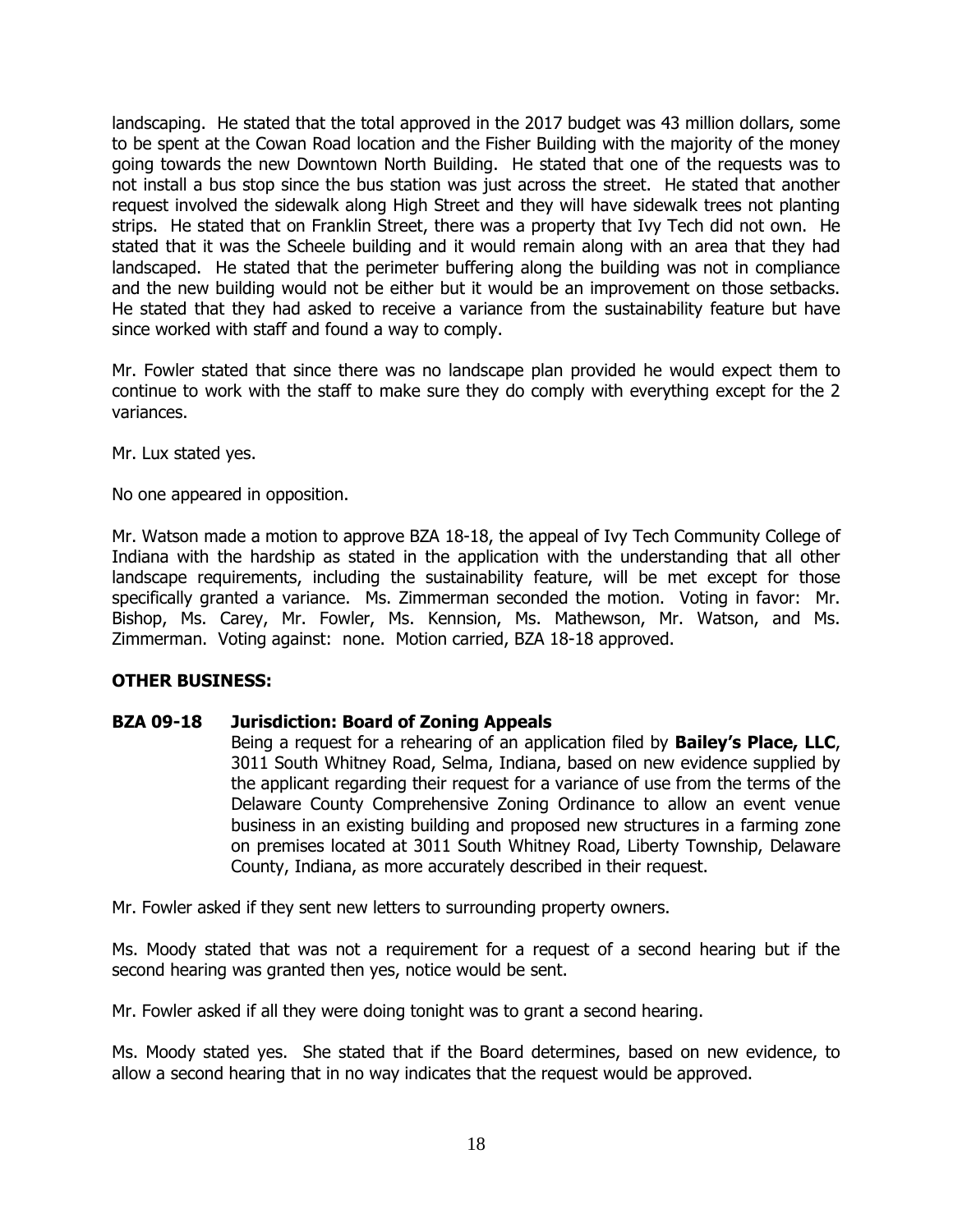landscaping. He stated that the total approved in the 2017 budget was 43 million dollars, some to be spent at the Cowan Road location and the Fisher Building with the majority of the money going towards the new Downtown North Building. He stated that one of the requests was to not install a bus stop since the bus station was just across the street. He stated that another request involved the sidewalk along High Street and they will have sidewalk trees not planting strips. He stated that on Franklin Street, there was a property that Ivy Tech did not own. He stated that it was the Scheele building and it would remain along with an area that they had landscaped. He stated that the perimeter buffering along the building was not in compliance and the new building would not be either but it would be an improvement on those setbacks. He stated that they had asked to receive a variance from the sustainability feature but have since worked with staff and found a way to comply.

Mr. Fowler stated that since there was no landscape plan provided he would expect them to continue to work with the staff to make sure they do comply with everything except for the 2 variances.

Mr. Lux stated yes.

No one appeared in opposition.

Mr. Watson made a motion to approve BZA 18-18, the appeal of Ivy Tech Community College of Indiana with the hardship as stated in the application with the understanding that all other landscape requirements, including the sustainability feature, will be met except for those specifically granted a variance. Ms. Zimmerman seconded the motion. Voting in favor: Mr. Bishop, Ms. Carey, Mr. Fowler, Ms. Kennsion, Ms. Mathewson, Mr. Watson, and Ms. Zimmerman. Voting against: none. Motion carried, BZA 18-18 approved.

**OTHER BUSINESS:**

**BZA 09-18 Jurisdiction: Board of Zoning Appeals**

Being a request for a rehearing of an application filed by **Bailey's Place, LLC**, 3011 South Whitney Road, Selma, Indiana, based on new evidence supplied by the applicant regarding their request for a variance of use from the terms of the Delaware County Comprehensive Zoning Ordinance to allow an event venue business in an existing building and proposed new structures in a farming zone on premises located at 3011 South Whitney Road, Liberty Township, Delaware County, Indiana, as more accurately described in their request.

Mr. Fowler asked if they sent new letters to surrounding property owners.

Ms. Moody stated that was not a requirement for a request of a second hearing but if the second hearing was granted then yes, notice would be sent.

Mr. Fowler asked if all they were doing tonight was to grant a second hearing.

Ms. Moody stated yes. She stated that if the Board determines, based on new evidence, to allow a second hearing that in no way indicates that the request would be approved.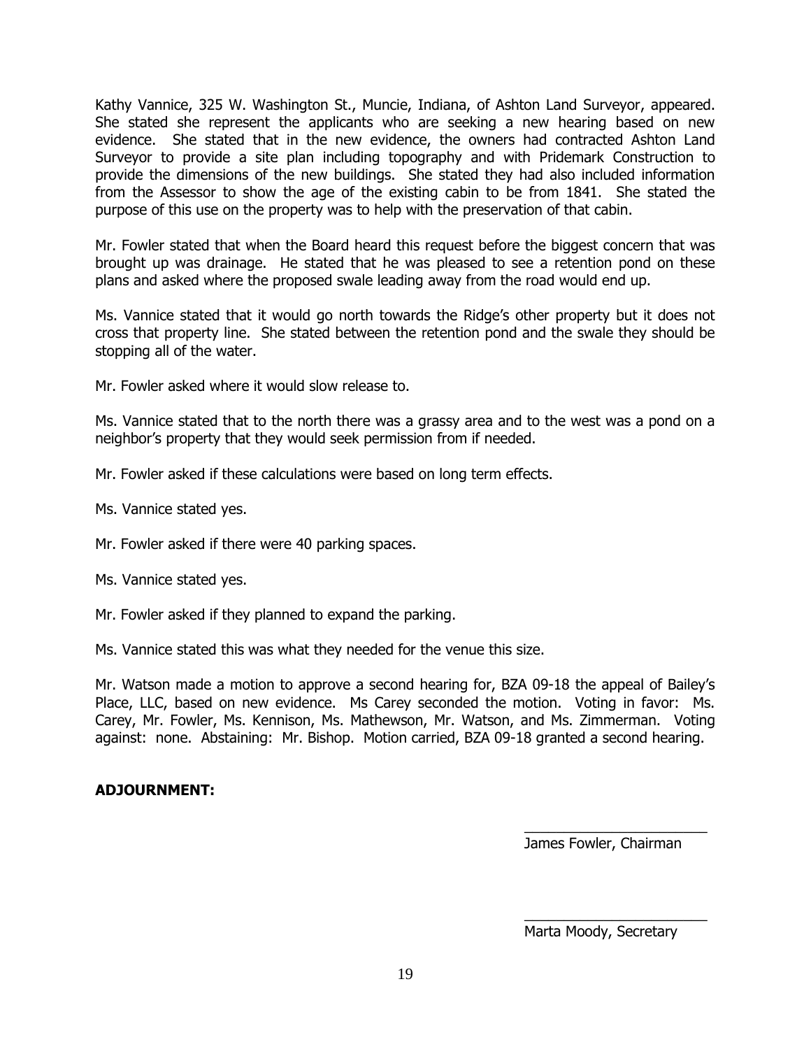Kathy Vannice, 325 W. Washington St., Muncie, Indiana, of Ashton Land Surveyor, appeared. She stated she represent the applicants who are seeking a new hearing based on new evidence. She stated that in the new evidence, the owners had contracted Ashton Land Surveyor to provide a site plan including topography and with Pridemark Construction to provide the dimensions of the new buildings. She stated they had also included information from the Assessor to show the age of the existing cabin to be from 1841. She stated the purpose of this use on the property was to help with the preservation of that cabin.

Mr. Fowler stated that when the Board heard this request before the biggest concern that was brought up was drainage. He stated that he was pleased to see a retention pond on these plans and asked where the proposed swale leading away from the road would end up.

Ms. Vannice stated that it would go north towards the Ridge's other property but it does not cross that property line. She stated between the retention pond and the swale they should be stopping all of the water.

Mr. Fowler asked where it would slow release to.

Ms. Vannice stated that to the north there was a grassy area and to the west was a pond on a neighbor's property that they would seek permission from if needed.

Mr. Fowler asked if these calculations were based on long term effects.

Ms. Vannice stated yes.

Mr. Fowler asked if there were 40 parking spaces.

Ms. Vannice stated yes.

Mr. Fowler asked if they planned to expand the parking.

Ms. Vannice stated this was what they needed for the venue this size.

Mr. Watson made a motion to approve a second hearing for, BZA 09-18 the appeal of Bailey's Place, LLC, based on new evidence. Ms Carey seconded the motion. Voting in favor: Ms. Carey, Mr. Fowler, Ms. Kennison, Ms. Mathewson, Mr. Watson, and Ms. Zimmerman. Voting against: none. Abstaining: Mr. Bishop. Motion carried, BZA 09-18 granted a second hearing.

**ADJOURNMENT:**

\_\_\_\_\_\_\_\_\_\_\_\_\_\_\_\_\_\_\_\_\_\_\_\_
James Fowler, Chairman

\_\_\_\_\_\_\_\_\_\_\_\_\_\_\_\_\_\_\_\_\_\_\_\_
Marta Moody, Secretary